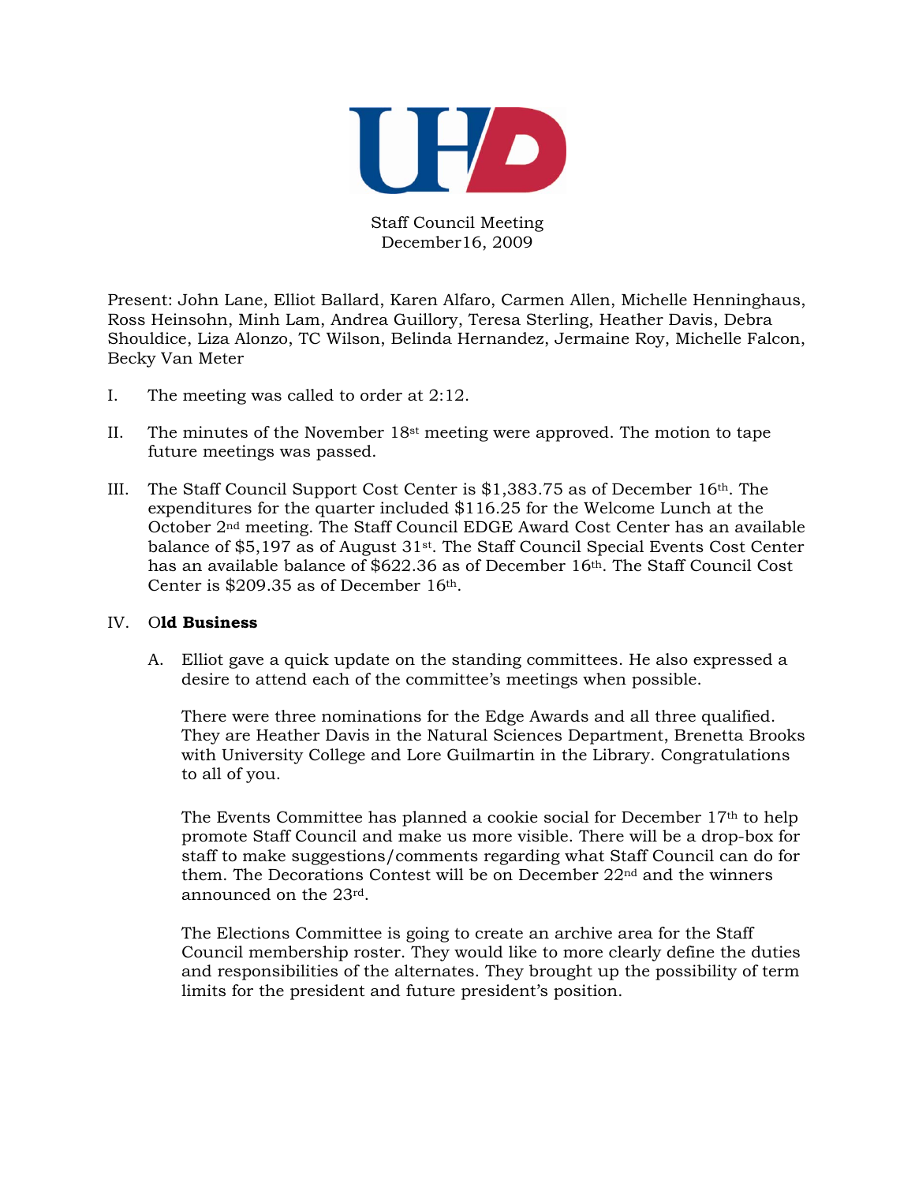Staff Council Meeting
December16, 2009

Present: John Lane, Elliot Ballard, Karen Alfaro, Carmen Allen, Michelle Henninghaus, Ross Heinsohn, Minh Lam, Andrea Guillory, Teresa Sterling, Heather Davis, Debra Shouldice, Liza Alonzo, TC Wilson, Belinda Hernandez, Jermaine Roy, Michelle Falcon, Becky Van Meter

I. The meeting was called to order at 2:12.

II. The minutes of the November 18st meeting were approved. The motion to tape future meetings was passed.

III. The Staff Council Support Cost Center is $1,383.75 as of December 16th. The expenditures for the quarter included $116.25 for the Welcome Lunch at the October 2nd meeting. The Staff Council EDGE Award Cost Center has an available balance of $5,197 as of August 31st. The Staff Council Special Events Cost Center has an available balance of $622.36 as of December 16th. The Staff Council Cost Center is $209.35 as of December 16th.

IV. O**ld Business**

A. Elliot gave a quick update on the standing committees. He also expressed a desire to attend each of the committee's meetings when possible.

There were three nominations for the Edge Awards and all three qualified. They are Heather Davis in the Natural Sciences Department, Brenetta Brooks with University College and Lore Guilmartin in the Library. Congratulations to all of you.

The Events Committee has planned a cookie social for December 17th to help promote Staff Council and make us more visible. There will be a drop-box for staff to make suggestions/comments regarding what Staff Council can do for them. The Decorations Contest will be on December 22nd and the winners announced on the 23rd.

The Elections Committee is going to create an archive area for the Staff Council membership roster. They would like to more clearly define the duties and responsibilities of the alternates. They brought up the possibility of term limits for the president and future president's position.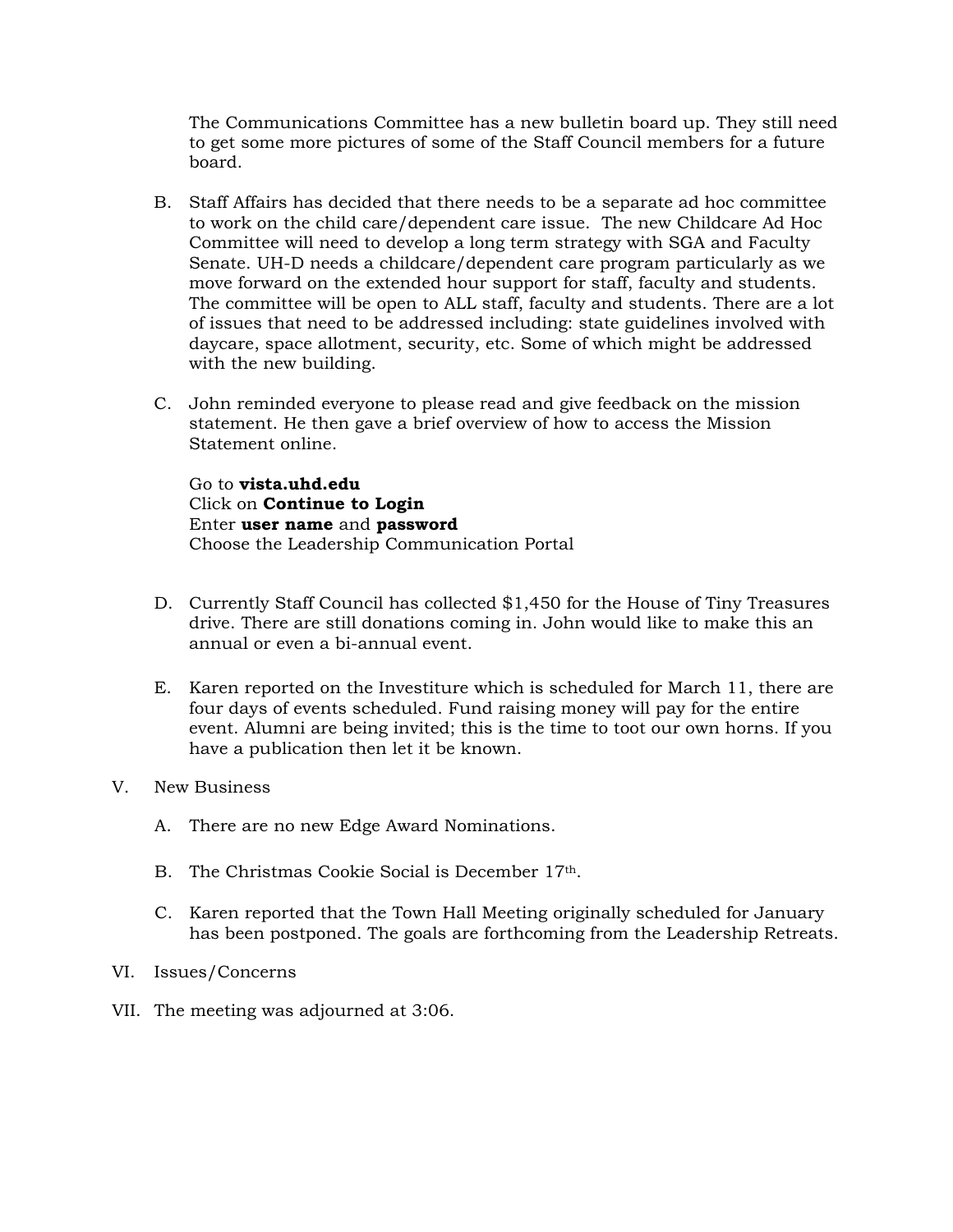The Communications Committee has a new bulletin board up. They still need to get some more pictures of some of the Staff Council members for a future board.

B. Staff Affairs has decided that there needs to be a separate ad hoc committee to work on the child care/dependent care issue. The new Childcare Ad Hoc Committee will need to develop a long term strategy with SGA and Faculty Senate. UH-D needs a childcare/dependent care program particularly as we move forward on the extended hour support for staff, faculty and students. The committee will be open to ALL staff, faculty and students. There are a lot of issues that need to be addressed including: state guidelines involved with daycare, space allotment, security, etc. Some of which might be addressed with the new building.

C. John reminded everyone to please read and give feedback on the mission statement. He then gave a brief overview of how to access the Mission Statement online.

   Go to **vista.uhd.edu**
   Click on **Continue to Login**
   Enter **user name** and **password**
   Choose the Leadership Communication Portal

D. Currently Staff Council has collected $1,450 for the House of Tiny Treasures drive. There are still donations coming in. John would like to make this an annual or even a bi-annual event.

E. Karen reported on the Investiture which is scheduled for March 11, there are four days of events scheduled. Fund raising money will pay for the entire event. Alumni are being invited; this is the time to toot our own horns. If you have a publication then let it be known.

V. New Business

   A. There are no new Edge Award Nominations.

   B. The Christmas Cookie Social is December 17th.

   C. Karen reported that the Town Hall Meeting originally scheduled for January has been postponed. The goals are forthcoming from the Leadership Retreats.

VI. Issues/Concerns

VII. The meeting was adjourned at 3:06.